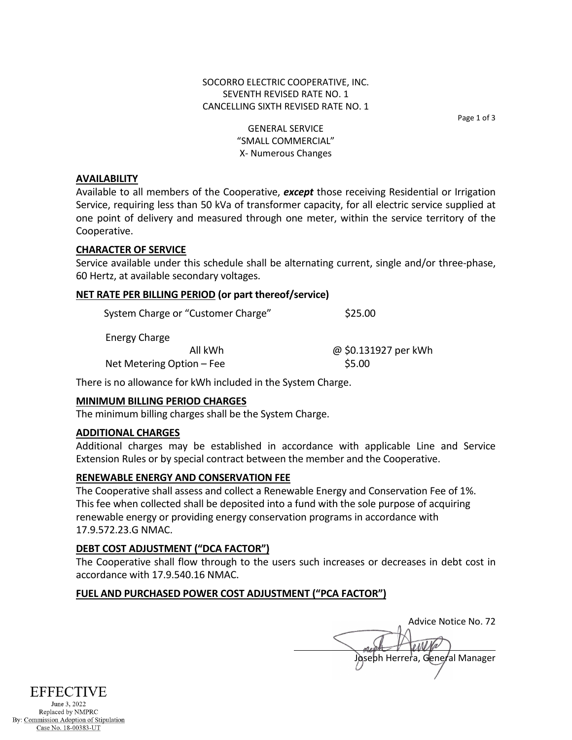SOCORRO ELECTRIC COOPERATIVE, INC.
SEVENTH REVISED RATE NO. 1
CANCELLING SIXTH REVISED RATE NO. 1

GENERAL SERVICE
"SMALL COMMERCIAL"
X- Numerous Changes

## AVAILABILITY

Available to all members of the Cooperative, ***except*** those receiving Residential or Irrigation Service, requiring less than 50 kVa of transformer capacity, for all electric service supplied at one point of delivery and measured through one meter, within the service territory of the Cooperative.

## CHARACTER OF SERVICE

Service available under this schedule shall be alternating current, single and/or three-phase, 60 Hertz, at available secondary voltages.

## NET RATE PER BILLING PERIOD (or part thereof/service)

| | |
|---|---|
| System Charge or "Customer Charge" | $25.00 |
| Energy Charge | |
| All kWh | @ $0.131927 per kWh |
| Net Metering Option – Fee | $5.00 |

There is no allowance for kWh included in the System Charge.

## MINIMUM BILLING PERIOD CHARGES

The minimum billing charges shall be the System Charge.

## ADDITIONAL CHARGES

Additional charges may be established in accordance with applicable Line and Service Extension Rules or by special contract between the member and the Cooperative.

## RENEWABLE ENERGY AND CONSERVATION FEE

The Cooperative shall assess and collect a Renewable Energy and Conservation Fee of 1%. This fee when collected shall be deposited into a fund with the sole purpose of acquiring renewable energy or providing energy conservation programs in accordance with 17.9.572.23.G NMAC.

## DEBT COST ADJUSTMENT ("DCA FACTOR")

The Cooperative shall flow through to the users such increases or decreases in debt cost in accordance with 17.9.540.16 NMAC.

## FUEL AND PURCHASED POWER COST ADJUSTMENT ("PCA FACTOR")

Advice Notice No. 72

Joseph Herrera, General Manager

EFFECTIVE
June 3, 2022
Replaced by NMPRC
By: Commission Adoption of Stipulation
Case No. 18-00383-UT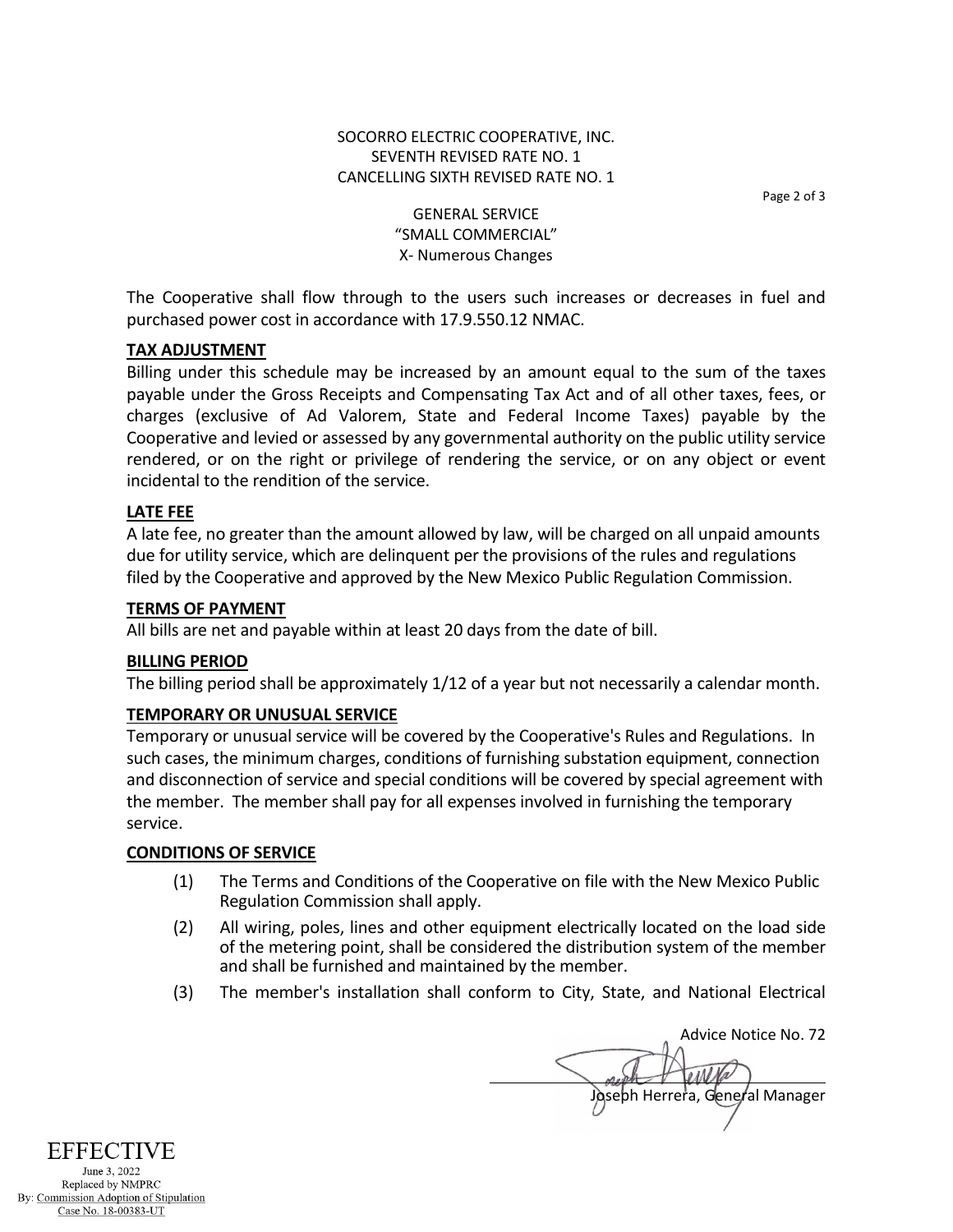SOCORRO ELECTRIC COOPERATIVE, INC.
SEVENTH REVISED RATE NO. 1
CANCELLING SIXTH REVISED RATE NO. 1

GENERAL SERVICE
"SMALL COMMERCIAL"
X- Numerous Changes

The Cooperative shall flow through to the users such increases or decreases in fuel and purchased power cost in accordance with 17.9.550.12 NMAC.

**TAX ADJUSTMENT**

Billing under this schedule may be increased by an amount equal to the sum of the taxes payable under the Gross Receipts and Compensating Tax Act and of all other taxes, fees, or charges (exclusive of Ad Valorem, State and Federal Income Taxes) payable by the Cooperative and levied or assessed by any governmental authority on the public utility service rendered, or on the right or privilege of rendering the service, or on any object or event incidental to the rendition of the service.

**LATE FEE**

A late fee, no greater than the amount allowed by law, will be charged on all unpaid amounts due for utility service, which are delinquent per the provisions of the rules and regulations filed by the Cooperative and approved by the New Mexico Public Regulation Commission.

**TERMS OF PAYMENT**

All bills are net and payable within at least 20 days from the date of bill.

**BILLING PERIOD**

The billing period shall be approximately 1/12 of a year but not necessarily a calendar month.

**TEMPORARY OR UNUSUAL SERVICE**

Temporary or unusual service will be covered by the Cooperative's Rules and Regulations. In such cases, the minimum charges, conditions of furnishing substation equipment, connection and disconnection of service and special conditions will be covered by special agreement with the member. The member shall pay for all expenses involved in furnishing the temporary service.

**CONDITIONS OF SERVICE**

(1) The Terms and Conditions of the Cooperative on file with the New Mexico Public Regulation Commission shall apply.

(2) All wiring, poles, lines and other equipment electrically located on the load side of the metering point, shall be considered the distribution system of the member and shall be furnished and maintained by the member.

(3) The member's installation shall conform to City, State, and National Electrical

Advice Notice No. 72

Joseph Herrera, General Manager

EFFECTIVE
June 3, 2022
Replaced by NMPRC
By: Commission Adoption of Stipulation
Case No. 18-00383-UT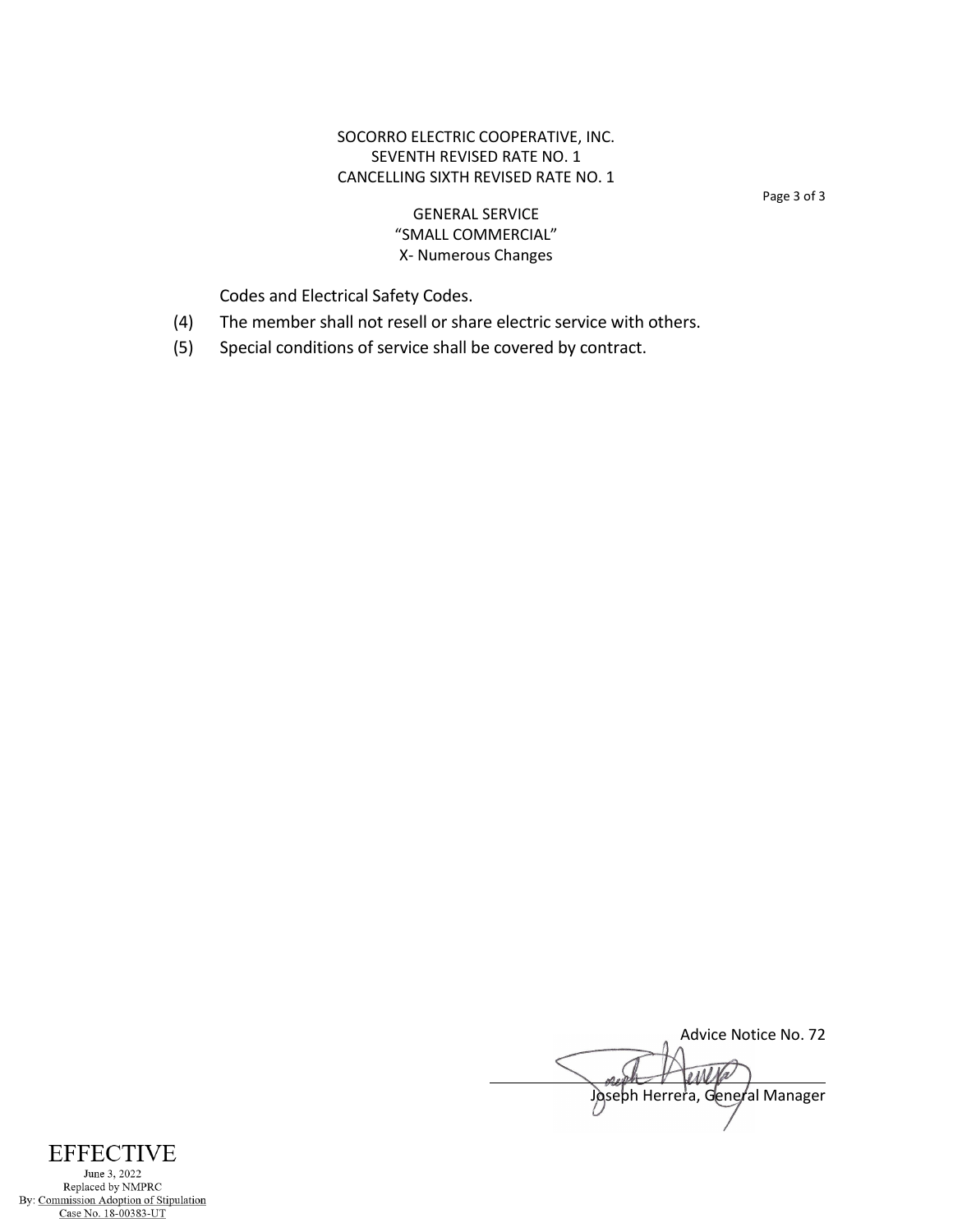SOCORRO ELECTRIC COOPERATIVE, INC.
SEVENTH REVISED RATE NO. 1
CANCELLING SIXTH REVISED RATE NO. 1

GENERAL SERVICE
"SMALL COMMERCIAL"
X- Numerous Changes

Codes and Electrical Safety Codes.

(4) The member shall not resell or share electric service with others.

(5) Special conditions of service shall be covered by contract.

Advice Notice No. 72

Joseph Herrera, General Manager

EFFECTIVE
June 3, 2022
Replaced by NMPRC
By: Commission Adoption of Stipulation
Case No. 18-00383-UT